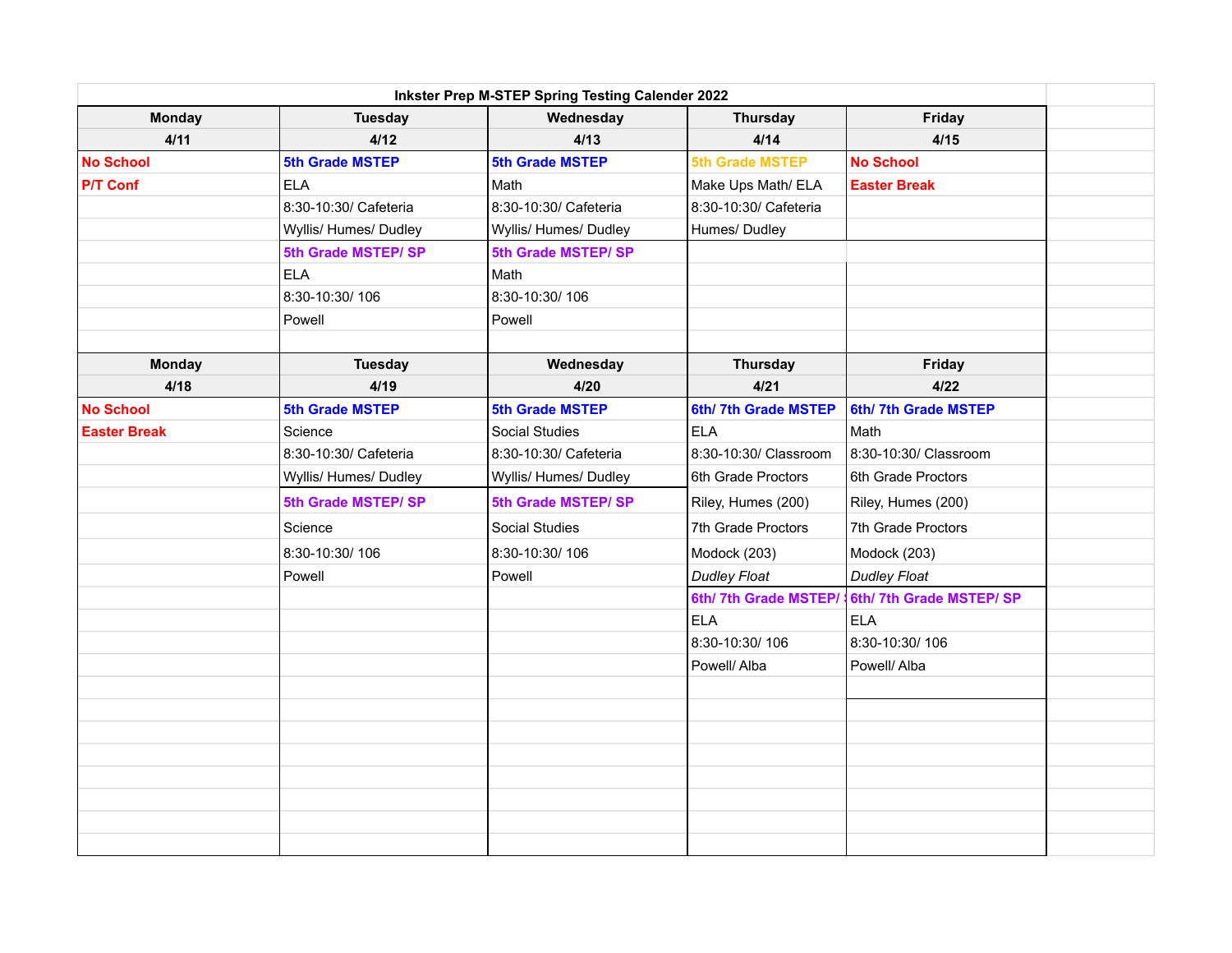**Inkster Prep M-STEP Spring Testing Calender 2022**

| Monday | Tuesday | Wednesday | Thursday | Friday |
|---|---|---|---|---|
| 4/11 | 4/12 | 4/13 | 4/14 | 4/15 |
| **No School** | **5th Grade MSTEP** | **5th Grade MSTEP** | **5th Grade MSTEP** | **No School** |
| **P/T Conf** | ELA | Math | Make Ups Math/ ELA | **Easter Break** |
| | 8:30-10:30/ Cafeteria | 8:30-10:30/ Cafeteria | 8:30-10:30/ Cafeteria | |
| | Wyllis/ Humes/ Dudley | Wyllis/ Humes/ Dudley | Humes/ Dudley | |
| | **5th Grade MSTEP/ SP** | **5th Grade MSTEP/ SP** | | |
| | ELA | Math | | |
| | 8:30-10:30/ 106 | 8:30-10:30/ 106 | | |
| | Powell | Powell | | |

| Monday | Tuesday | Wednesday | Thursday | Friday |
|---|---|---|---|---|
| 4/18 | 4/19 | 4/20 | 4/21 | 4/22 |
| **No School** | **5th Grade MSTEP** | **5th Grade MSTEP** | **6th/ 7th Grade MSTEP** | **6th/ 7th Grade MSTEP** |
| **Easter Break** | Science | Social Studies | ELA | Math |
| | 8:30-10:30/ Cafeteria | 8:30-10:30/ Cafeteria | 8:30-10:30/ Classroom | 8:30-10:30/ Classroom |
| | Wyllis/ Humes/ Dudley | Wyllis/ Humes/ Dudley | 6th Grade Proctors | 6th Grade Proctors |
| | **5th Grade MSTEP/ SP** | **5th Grade MSTEP/ SP** | Riley, Humes (200) | Riley, Humes (200) |
| | Science | Social Studies | 7th Grade Proctors | 7th Grade Proctors |
| | 8:30-10:30/ 106 | 8:30-10:30/ 106 | Modock (203) | Modock (203) |
| | Powell | Powell | *Dudley Float* | *Dudley Float* |
| | | | **6th/ 7th Grade MSTEP/ SP** | **6th/ 7th Grade MSTEP/ SP** |
| | | | ELA | ELA |
| | | | 8:30-10:30/ 106 | 8:30-10:30/ 106 |
| | | | Powell/ Alba | Powell/ Alba |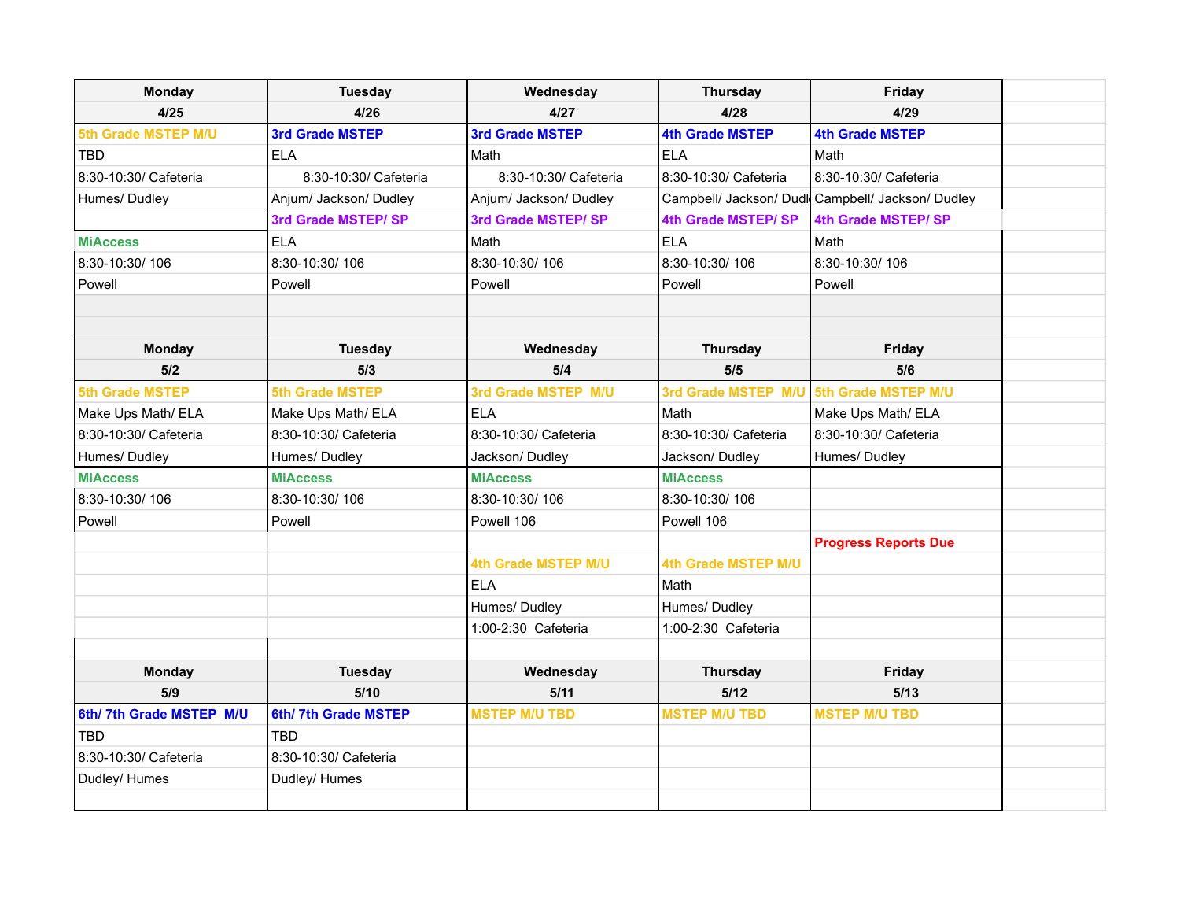| Monday | Tuesday | Wednesday | Thursday | Friday |
|---|---|---|---|---|
| 4/25 | 4/26 | 4/27 | 4/28 | 4/29 |
| **5th Grade MSTEP M/U** | **3rd Grade MSTEP** | **3rd Grade MSTEP** | **4th Grade MSTEP** | **4th Grade MSTEP** |
| TBD | ELA | Math | ELA | Math |
| 8:30-10:30/ Cafeteria | 8:30-10:30/ Cafeteria | 8:30-10:30/ Cafeteria | 8:30-10:30/ Cafeteria | 8:30-10:30/ Cafeteria |
| Humes/ Dudley | Anjum/ Jackson/ Dudley | Anjum/ Jackson/ Dudley | Campbell/ Jackson/ Dudl | Campbell/ Jackson/ Dudley |
| | **3rd Grade MSTEP/ SP** | **3rd Grade MSTEP/ SP** | **4th Grade MSTEP/ SP** | **4th Grade MSTEP/ SP** |
| **MiAccess** | ELA | Math | ELA | Math |
| 8:30-10:30/ 106 | 8:30-10:30/ 106 | 8:30-10:30/ 106 | 8:30-10:30/ 106 | 8:30-10:30/ 106 |
| Powell | Powell | Powell | Powell | Powell |
| | | | | |
| **Monday** | **Tuesday** | **Wednesday** | **Thursday** | **Friday** |
| 5/2 | 5/3 | 5/4 | 5/5 | 5/6 |
| **5th Grade MSTEP** | **5th Grade MSTEP** | **3rd Grade MSTEP M/U** | **3rd Grade MSTEP M/U** | **5th Grade MSTEP M/U** |
| Make Ups Math/ ELA | Make Ups Math/ ELA | ELA | Math | Make Ups Math/ ELA |
| 8:30-10:30/ Cafeteria | 8:30-10:30/ Cafeteria | 8:30-10:30/ Cafeteria | 8:30-10:30/ Cafeteria | 8:30-10:30/ Cafeteria |
| Humes/ Dudley | Humes/ Dudley | Jackson/ Dudley | Jackson/ Dudley | Humes/ Dudley |
| **MiAccess** | **MiAccess** | **MiAccess** | **MiAccess** | |
| 8:30-10:30/ 106 | 8:30-10:30/ 106 | 8:30-10:30/ 106 | 8:30-10:30/ 106 | |
| Powell | Powell | Powell 106 | Powell 106 | |
| | | | | **Progress Reports Due** |
| | | **4th Grade MSTEP M/U** | **4th Grade MSTEP M/U** | |
| | | ELA | Math | |
| | | Humes/ Dudley | Humes/ Dudley | |
| | | 1:00-2:30 Cafeteria | 1:00-2:30 Cafeteria | |
| | | | | |
| **Monday** | **Tuesday** | **Wednesday** | **Thursday** | **Friday** |
| 5/9 | 5/10 | 5/11 | 5/12 | 5/13 |
| **6th/ 7th Grade MSTEP M/U** | **6th/ 7th Grade MSTEP** | **MSTEP M/U TBD** | **MSTEP M/U TBD** | **MSTEP M/U TBD** |
| TBD | TBD | | | |
| 8:30-10:30/ Cafeteria | 8:30-10:30/ Cafeteria | | | |
| Dudley/ Humes | Dudley/ Humes | | | |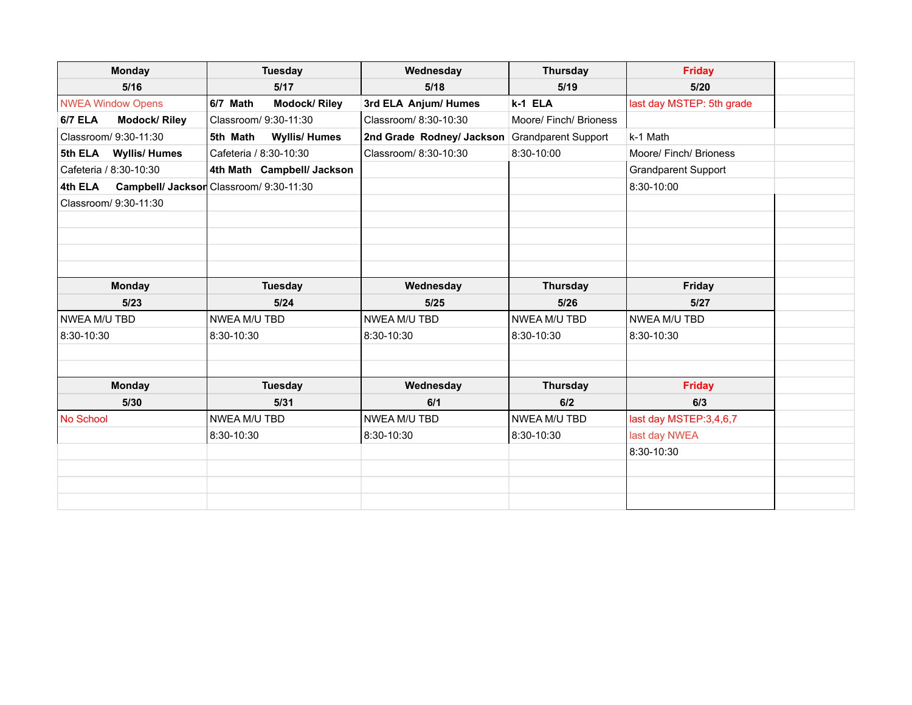| Monday | Tuesday | Wednesday | Thursday | Friday |
|---|---|---|---|---|
| 5/16 | 5/17 | 5/18 | 5/19 | 5/20 |
| NWEA Window Opens | **6/7 Math Modock/ Riley** | **3rd ELA Anjum/ Humes** | **k-1 ELA** | last day MSTEP: 5th grade |
| **6/7 ELA Modock/ Riley** | Classroom/ 9:30-11:30 | Classroom/ 8:30-10:30 | Moore/ Finch/ Brioness | |
| Classroom/ 9:30-11:30 | **5th Math Wyllis/ Humes** | **2nd Grade Rodney/ Jackson** | Grandparent Support | k-1 Math |
| **5th ELA Wyllis/ Humes** | Cafeteria / 8:30-10:30 | Classroom/ 8:30-10:30 | 8:30-10:00 | Moore/ Finch/ Brioness |
| Cafeteria / 8:30-10:30 | **4th Math Campbell/ Jackson** | | | Grandparent Support |
| **4th ELA Campbell/ Jackson** | Classroom/ 9:30-11:30 | | | 8:30-10:00 |
| Classroom/ 9:30-11:30 | | | | |
| **Monday** | **Tuesday** | **Wednesday** | **Thursday** | **Friday** |
| **5/23** | **5/24** | **5/25** | **5/26** | **5/27** |
| NWEA M/U TBD | NWEA M/U TBD | NWEA M/U TBD | NWEA M/U TBD | NWEA M/U TBD |
| 8:30-10:30 | 8:30-10:30 | 8:30-10:30 | 8:30-10:30 | 8:30-10:30 |
| **Monday** | **Tuesday** | **Wednesday** | **Thursday** | **Friday** |
| **5/30** | **5/31** | **6/1** | **6/2** | **6/3** |
| No School | NWEA M/U TBD | NWEA M/U TBD | NWEA M/U TBD | last day MSTEP:3,4,6,7 |
| | 8:30-10:30 | 8:30-10:30 | 8:30-10:30 | last day NWEA |
| | | | | 8:30-10:30 |